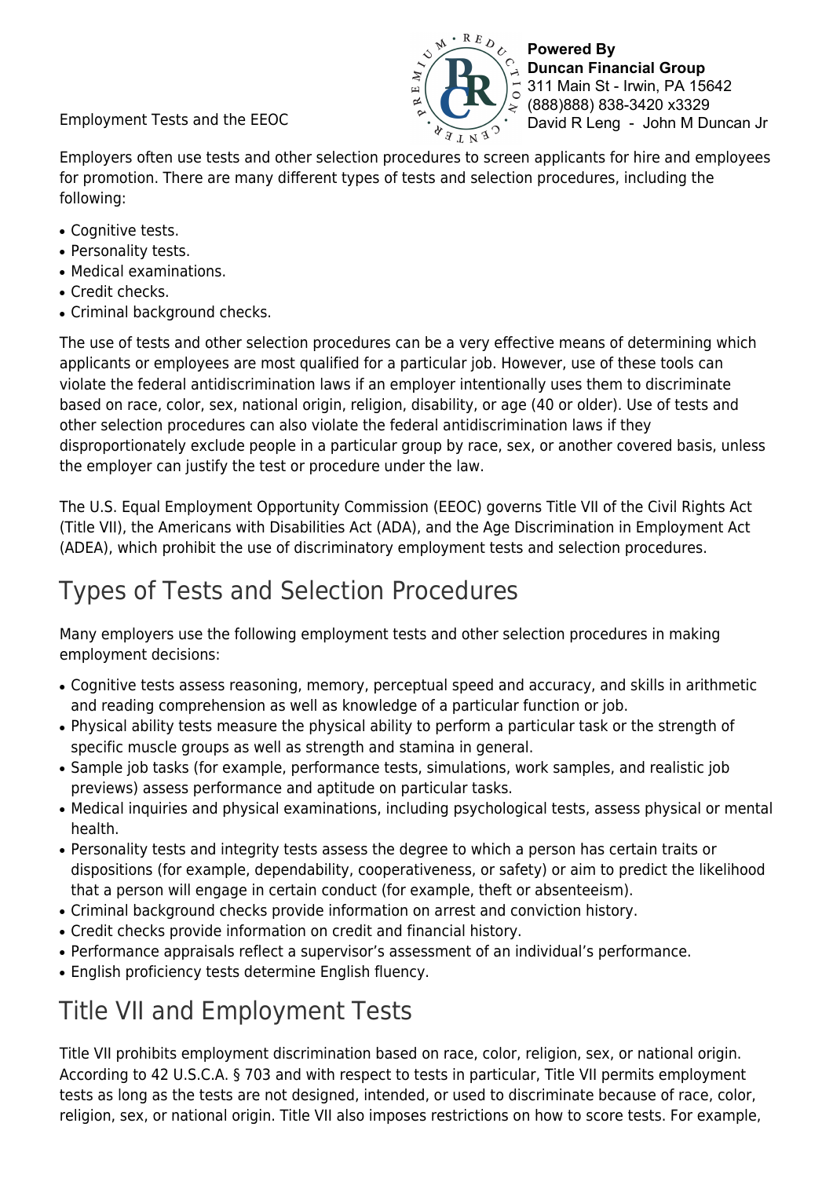**Powered By**
**Duncan Financial Group**
311 Main St - Irwin, PA 15642
(888)888) 838-3420 x3329
David R Leng - John M Duncan Jr

Employment Tests and the EEOC

Employers often use tests and other selection procedures to screen applicants for hire and employees for promotion. There are many different types of tests and selection procedures, including the following:

- Cognitive tests.
- Personality tests.
- Medical examinations.
- Credit checks.
- Criminal background checks.

The use of tests and other selection procedures can be a very effective means of determining which applicants or employees are most qualified for a particular job. However, use of these tools can violate the federal antidiscrimination laws if an employer intentionally uses them to discriminate based on race, color, sex, national origin, religion, disability, or age (40 or older). Use of tests and other selection procedures can also violate the federal antidiscrimination laws if they disproportionately exclude people in a particular group by race, sex, or another covered basis, unless the employer can justify the test or procedure under the law.

The U.S. Equal Employment Opportunity Commission (EEOC) governs Title VII of the Civil Rights Act (Title VII), the Americans with Disabilities Act (ADA), and the Age Discrimination in Employment Act (ADEA), which prohibit the use of discriminatory employment tests and selection procedures.

## Types of Tests and Selection Procedures

Many employers use the following employment tests and other selection procedures in making employment decisions:

- Cognitive tests assess reasoning, memory, perceptual speed and accuracy, and skills in arithmetic and reading comprehension as well as knowledge of a particular function or job.
- Physical ability tests measure the physical ability to perform a particular task or the strength of specific muscle groups as well as strength and stamina in general.
- Sample job tasks (for example, performance tests, simulations, work samples, and realistic job previews) assess performance and aptitude on particular tasks.
- Medical inquiries and physical examinations, including psychological tests, assess physical or mental health.
- Personality tests and integrity tests assess the degree to which a person has certain traits or dispositions (for example, dependability, cooperativeness, or safety) or aim to predict the likelihood that a person will engage in certain conduct (for example, theft or absenteeism).
- Criminal background checks provide information on arrest and conviction history.
- Credit checks provide information on credit and financial history.
- Performance appraisals reflect a supervisor's assessment of an individual's performance.
- English proficiency tests determine English fluency.

## Title VII and Employment Tests

Title VII prohibits employment discrimination based on race, color, religion, sex, or national origin. According to 42 U.S.C.A. § 703 and with respect to tests in particular, Title VII permits employment tests as long as the tests are not designed, intended, or used to discriminate because of race, color, religion, sex, or national origin. Title VII also imposes restrictions on how to score tests. For example,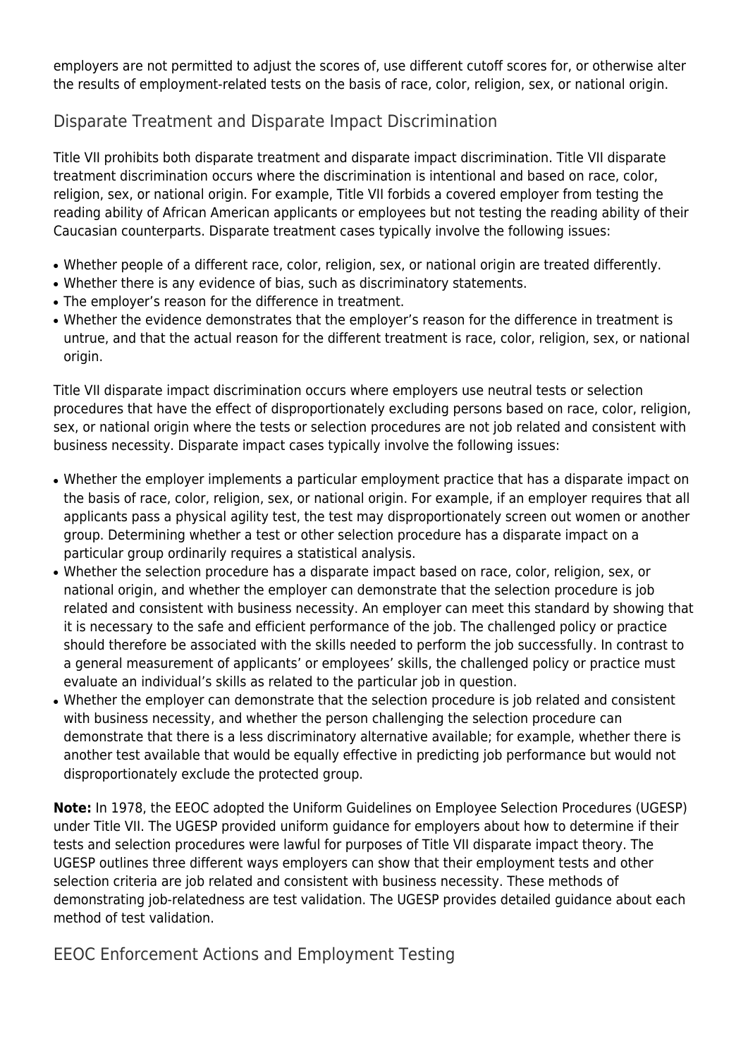employers are not permitted to adjust the scores of, use different cutoff scores for, or otherwise alter the results of employment-related tests on the basis of race, color, religion, sex, or national origin.

## Disparate Treatment and Disparate Impact Discrimination

Title VII prohibits both disparate treatment and disparate impact discrimination. Title VII disparate treatment discrimination occurs where the discrimination is intentional and based on race, color, religion, sex, or national origin. For example, Title VII forbids a covered employer from testing the reading ability of African American applicants or employees but not testing the reading ability of their Caucasian counterparts. Disparate treatment cases typically involve the following issues:

- Whether people of a different race, color, religion, sex, or national origin are treated differently.
- Whether there is any evidence of bias, such as discriminatory statements.
- The employer's reason for the difference in treatment.
- Whether the evidence demonstrates that the employer's reason for the difference in treatment is untrue, and that the actual reason for the different treatment is race, color, religion, sex, or national origin.

Title VII disparate impact discrimination occurs where employers use neutral tests or selection procedures that have the effect of disproportionately excluding persons based on race, color, religion, sex, or national origin where the tests or selection procedures are not job related and consistent with business necessity. Disparate impact cases typically involve the following issues:

- Whether the employer implements a particular employment practice that has a disparate impact on the basis of race, color, religion, sex, or national origin. For example, if an employer requires that all applicants pass a physical agility test, the test may disproportionately screen out women or another group. Determining whether a test or other selection procedure has a disparate impact on a particular group ordinarily requires a statistical analysis.
- Whether the selection procedure has a disparate impact based on race, color, religion, sex, or national origin, and whether the employer can demonstrate that the selection procedure is job related and consistent with business necessity. An employer can meet this standard by showing that it is necessary to the safe and efficient performance of the job. The challenged policy or practice should therefore be associated with the skills needed to perform the job successfully. In contrast to a general measurement of applicants' or employees' skills, the challenged policy or practice must evaluate an individual's skills as related to the particular job in question.
- Whether the employer can demonstrate that the selection procedure is job related and consistent with business necessity, and whether the person challenging the selection procedure can demonstrate that there is a less discriminatory alternative available; for example, whether there is another test available that would be equally effective in predicting job performance but would not disproportionately exclude the protected group.

**Note:** In 1978, the EEOC adopted the Uniform Guidelines on Employee Selection Procedures (UGESP) under Title VII. The UGESP provided uniform guidance for employers about how to determine if their tests and selection procedures were lawful for purposes of Title VII disparate impact theory. The UGESP outlines three different ways employers can show that their employment tests and other selection criteria are job related and consistent with business necessity. These methods of demonstrating job-relatedness are test validation. The UGESP provides detailed guidance about each method of test validation.

## EEOC Enforcement Actions and Employment Testing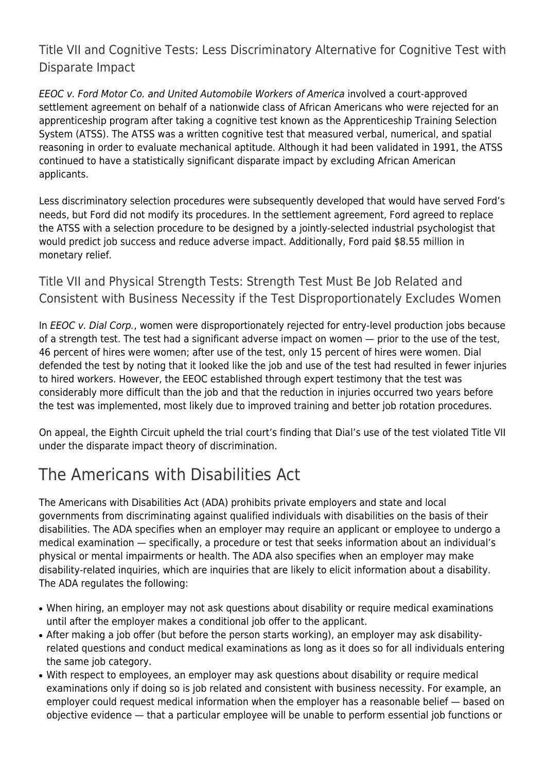### Title VII and Cognitive Tests: Less Discriminatory Alternative for Cognitive Test with Disparate Impact

*EEOC v. Ford Motor Co. and United Automobile Workers of America* involved a court-approved settlement agreement on behalf of a nationwide class of African Americans who were rejected for an apprenticeship program after taking a cognitive test known as the Apprenticeship Training Selection System (ATSS). The ATSS was a written cognitive test that measured verbal, numerical, and spatial reasoning in order to evaluate mechanical aptitude. Although it had been validated in 1991, the ATSS continued to have a statistically significant disparate impact by excluding African American applicants.

Less discriminatory selection procedures were subsequently developed that would have served Ford's needs, but Ford did not modify its procedures. In the settlement agreement, Ford agreed to replace the ATSS with a selection procedure to be designed by a jointly-selected industrial psychologist that would predict job success and reduce adverse impact. Additionally, Ford paid $8.55 million in monetary relief.

### Title VII and Physical Strength Tests: Strength Test Must Be Job Related and Consistent with Business Necessity if the Test Disproportionately Excludes Women

In *EEOC v. Dial Corp.*, women were disproportionately rejected for entry-level production jobs because of a strength test. The test had a significant adverse impact on women — prior to the use of the test, 46 percent of hires were women; after use of the test, only 15 percent of hires were women. Dial defended the test by noting that it looked like the job and use of the test had resulted in fewer injuries to hired workers. However, the EEOC established through expert testimony that the test was considerably more difficult than the job and that the reduction in injuries occurred two years before the test was implemented, most likely due to improved training and better job rotation procedures.

On appeal, the Eighth Circuit upheld the trial court's finding that Dial's use of the test violated Title VII under the disparate impact theory of discrimination.

## The Americans with Disabilities Act

The Americans with Disabilities Act (ADA) prohibits private employers and state and local governments from discriminating against qualified individuals with disabilities on the basis of their disabilities. The ADA specifies when an employer may require an applicant or employee to undergo a medical examination — specifically, a procedure or test that seeks information about an individual's physical or mental impairments or health. The ADA also specifies when an employer may make disability-related inquiries, which are inquiries that are likely to elicit information about a disability. The ADA regulates the following:

- When hiring, an employer may not ask questions about disability or require medical examinations until after the employer makes a conditional job offer to the applicant.
- After making a job offer (but before the person starts working), an employer may ask disability-related questions and conduct medical examinations as long as it does so for all individuals entering the same job category.
- With respect to employees, an employer may ask questions about disability or require medical examinations only if doing so is job related and consistent with business necessity. For example, an employer could request medical information when the employer has a reasonable belief — based on objective evidence — that a particular employee will be unable to perform essential job functions or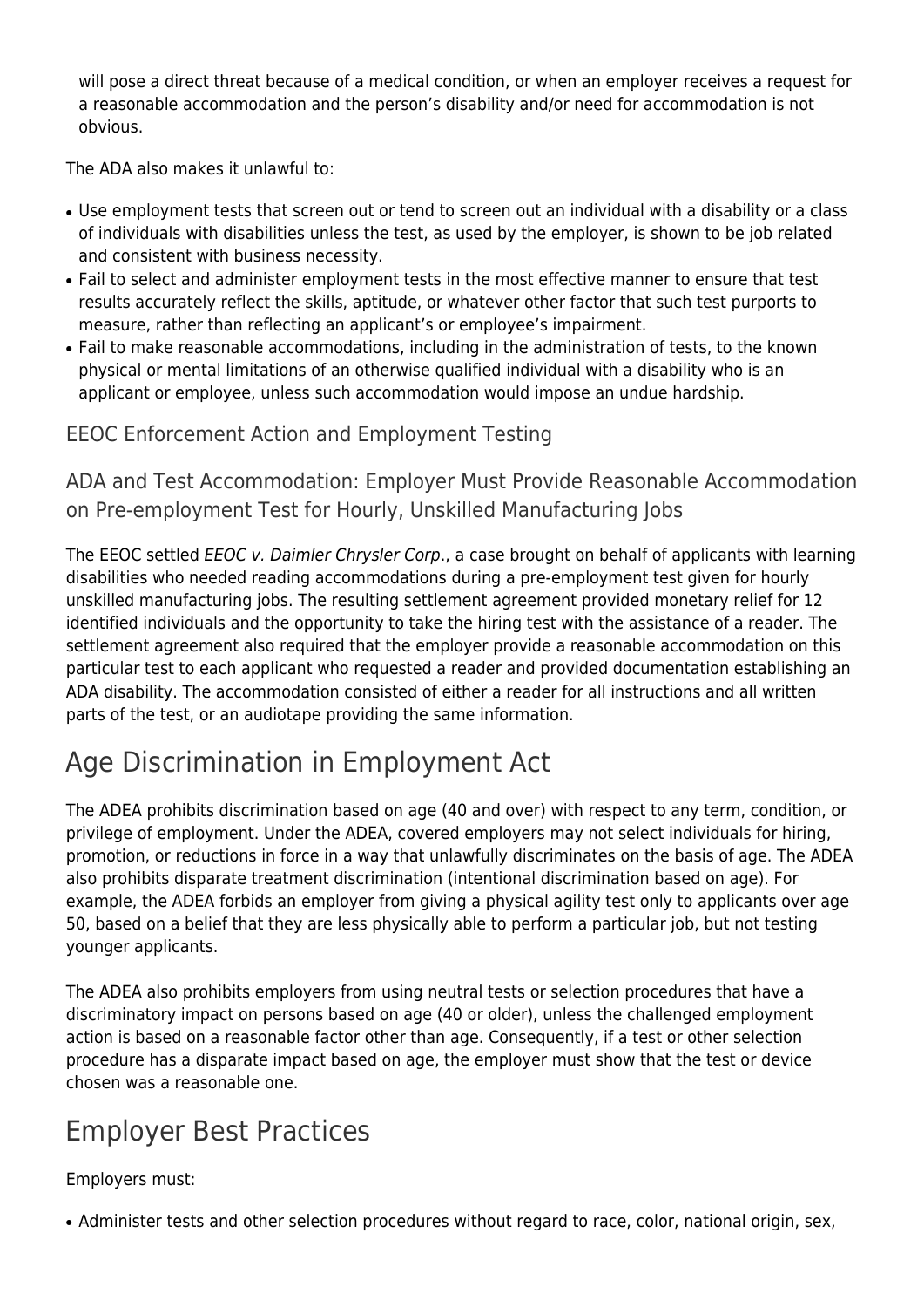will pose a direct threat because of a medical condition, or when an employer receives a request for a reasonable accommodation and the person's disability and/or need for accommodation is not obvious.

The ADA also makes it unlawful to:

- Use employment tests that screen out or tend to screen out an individual with a disability or a class of individuals with disabilities unless the test, as used by the employer, is shown to be job related and consistent with business necessity.
- Fail to select and administer employment tests in the most effective manner to ensure that test results accurately reflect the skills, aptitude, or whatever other factor that such test purports to measure, rather than reflecting an applicant's or employee's impairment.
- Fail to make reasonable accommodations, including in the administration of tests, to the known physical or mental limitations of an otherwise qualified individual with a disability who is an applicant or employee, unless such accommodation would impose an undue hardship.

### EEOC Enforcement Action and Employment Testing

### ADA and Test Accommodation: Employer Must Provide Reasonable Accommodation on Pre-employment Test for Hourly, Unskilled Manufacturing Jobs

The EEOC settled *EEOC v. Daimler Chrysler Corp*., a case brought on behalf of applicants with learning disabilities who needed reading accommodations during a pre-employment test given for hourly unskilled manufacturing jobs. The resulting settlement agreement provided monetary relief for 12 identified individuals and the opportunity to take the hiring test with the assistance of a reader. The settlement agreement also required that the employer provide a reasonable accommodation on this particular test to each applicant who requested a reader and provided documentation establishing an ADA disability. The accommodation consisted of either a reader for all instructions and all written parts of the test, or an audiotape providing the same information.

## Age Discrimination in Employment Act

The ADEA prohibits discrimination based on age (40 and over) with respect to any term, condition, or privilege of employment. Under the ADEA, covered employers may not select individuals for hiring, promotion, or reductions in force in a way that unlawfully discriminates on the basis of age. The ADEA also prohibits disparate treatment discrimination (intentional discrimination based on age). For example, the ADEA forbids an employer from giving a physical agility test only to applicants over age 50, based on a belief that they are less physically able to perform a particular job, but not testing younger applicants.

The ADEA also prohibits employers from using neutral tests or selection procedures that have a discriminatory impact on persons based on age (40 or older), unless the challenged employment action is based on a reasonable factor other than age. Consequently, if a test or other selection procedure has a disparate impact based on age, the employer must show that the test or device chosen was a reasonable one.

## Employer Best Practices

Employers must:

- Administer tests and other selection procedures without regard to race, color, national origin, sex,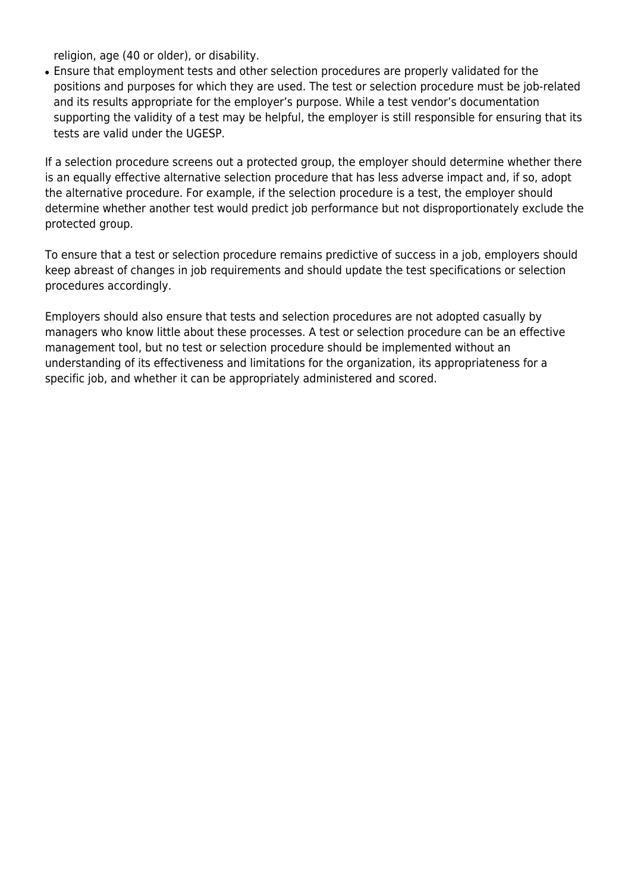religion, age (40 or older), or disability.

- Ensure that employment tests and other selection procedures are properly validated for the positions and purposes for which they are used. The test or selection procedure must be job-related and its results appropriate for the employer's purpose. While a test vendor's documentation supporting the validity of a test may be helpful, the employer is still responsible for ensuring that its tests are valid under the UGESP.

If a selection procedure screens out a protected group, the employer should determine whether there is an equally effective alternative selection procedure that has less adverse impact and, if so, adopt the alternative procedure. For example, if the selection procedure is a test, the employer should determine whether another test would predict job performance but not disproportionately exclude the protected group.

To ensure that a test or selection procedure remains predictive of success in a job, employers should keep abreast of changes in job requirements and should update the test specifications or selection procedures accordingly.

Employers should also ensure that tests and selection procedures are not adopted casually by managers who know little about these processes. A test or selection procedure can be an effective management tool, but no test or selection procedure should be implemented without an understanding of its effectiveness and limitations for the organization, its appropriateness for a specific job, and whether it can be appropriately administered and scored.